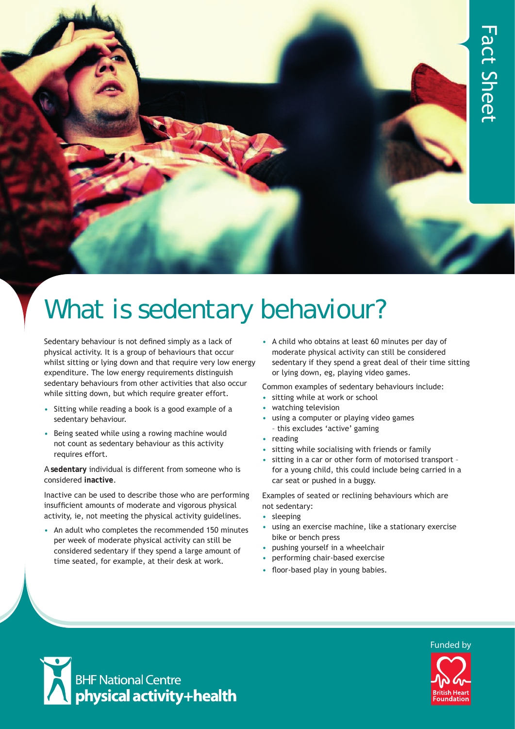Fact Sheet

# What is sedentary behaviour?

Sedentary behaviour is not defined simply as a lack of physical activity. It is a group of behaviours that occur whilst sitting or lying down and that require very low energy expenditure. The low energy requirements distinguish sedentary behaviours from other activities that also occur while sitting down, but which require greater effort.

- Sitting while reading a book is a good example of a sedentary behaviour.
- Being seated while using a rowing machine would not count as sedentary behaviour as this activity requires effort.

A **sedentary** individual is different from someone who is considered **inactive**.

Inactive can be used to describe those who are performing insufficient amounts of moderate and vigorous physical activity, ie, not meeting the physical activity guidelines.

- An adult who completes the recommended 150 minutes per week of moderate physical activity can still be considered sedentary if they spend a large amount of time seated, for example, at their desk at work.
- A child who obtains at least 60 minutes per day of moderate physical activity can still be considered sedentary if they spend a great deal of their time sitting or lying down, eg, playing video games.

Common examples of sedentary behaviours include:

- sitting while at work or school
- watching television
- using a computer or playing video games – this excludes 'active' gaming
- reading
- sitting while socialising with friends or family
- sitting in a car or other form of motorised transport – for a young child, this could include being carried in a car seat or pushed in a buggy.

Examples of seated or reclining behaviours which are not sedentary:

- sleeping
- using an exercise machine, like a stationary exercise bike or bench press
- pushing yourself in a wheelchair
- performing chair-based exercise
- floor-based play in young babies.

BHF National Centre physical activity+health

Funded by British Heart Foundation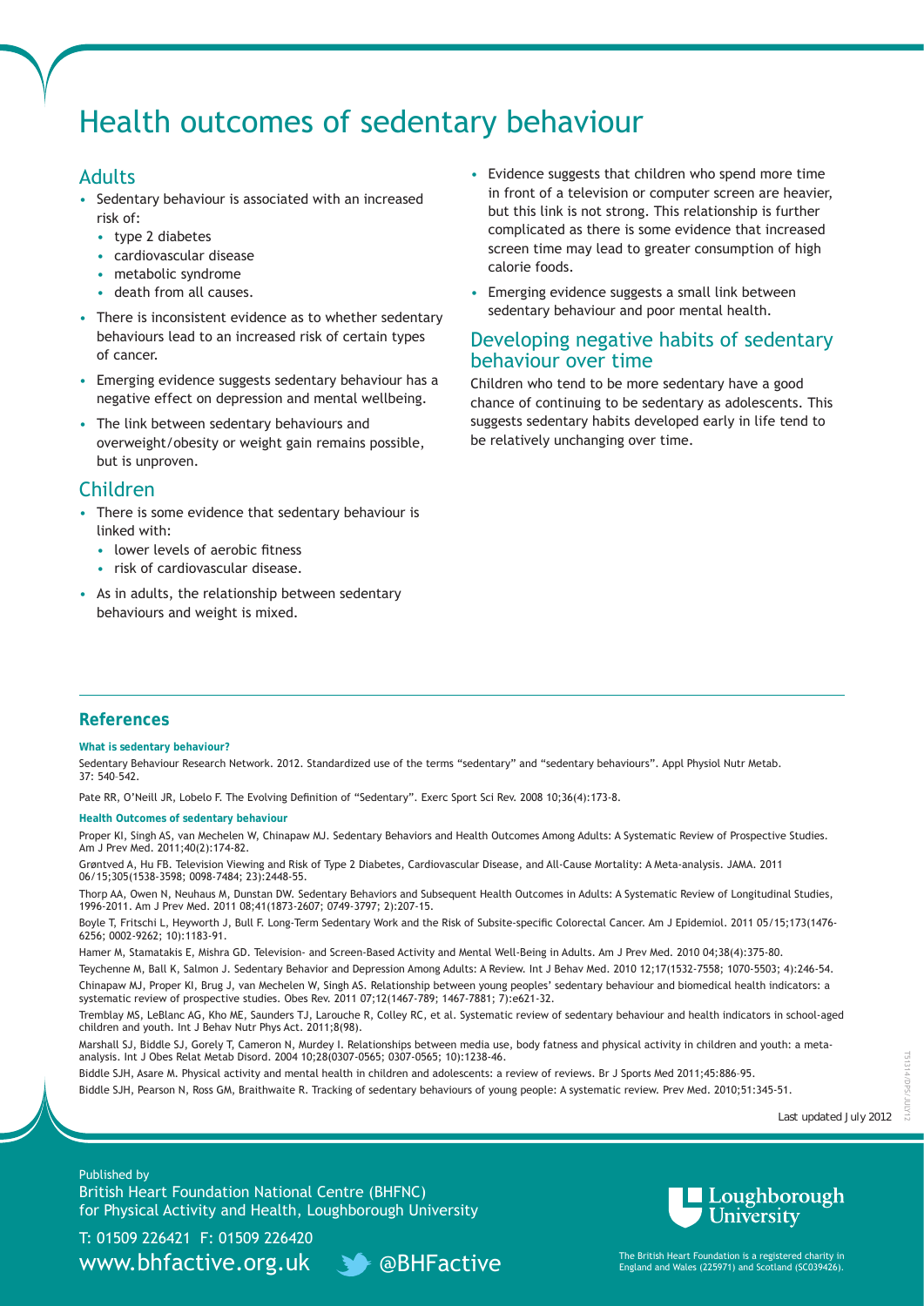# Health outcomes of sedentary behaviour

## Adults

- Sedentary behaviour is associated with an increased risk of:
  - type 2 diabetes
  - cardiovascular disease
  - metabolic syndrome
  - death from all causes.
- There is inconsistent evidence as to whether sedentary behaviours lead to an increased risk of certain types of cancer.
- Emerging evidence suggests sedentary behaviour has a negative effect on depression and mental wellbeing.
- The link between sedentary behaviours and overweight/obesity or weight gain remains possible, but is unproven.

## Children

- There is some evidence that sedentary behaviour is linked with:
  - lower levels of aerobic fitness
  - risk of cardiovascular disease.
- As in adults, the relationship between sedentary behaviours and weight is mixed.
- Evidence suggests that children who spend more time in front of a television or computer screen are heavier, but this link is not strong. This relationship is further complicated as there is some evidence that increased screen time may lead to greater consumption of high calorie foods.
- Emerging evidence suggests a small link between sedentary behaviour and poor mental health.

## Developing negative habits of sedentary behaviour over time

Children who tend to be more sedentary have a good chance of continuing to be sedentary as adolescents. This suggests sedentary habits developed early in life tend to be relatively unchanging over time.

## References

**What is sedentary behaviour?**

Sedentary Behaviour Research Network. 2012. Standardized use of the terms "sedentary" and "sedentary behaviours". Appl Physiol Nutr Metab. 37: 540–542.

Pate RR, O'Neill JR, Lobelo F. The Evolving Definition of "Sedentary". Exerc Sport Sci Rev. 2008 10;36(4):173-8.

**Health Outcomes of sedentary behaviour**

Proper KI, Singh AS, van Mechelen W, Chinapaw MJ. Sedentary Behaviors and Health Outcomes Among Adults: A Systematic Review of Prospective Studies. Am J Prev Med. 2011;40(2):174-82.

Grøntved A, Hu FB. Television Viewing and Risk of Type 2 Diabetes, Cardiovascular Disease, and All-Cause Mortality: A Meta-analysis. JAMA. 2011 06/15;305(1538-3598; 0098-7484; 23):2448-55.

Thorp AA, Owen N, Neuhaus M, Dunstan DW. Sedentary Behaviors and Subsequent Health Outcomes in Adults: A Systematic Review of Longitudinal Studies, 1996-2011. Am J Prev Med. 2011 08;41(1873-2607; 0749-3797; 2):207-15.

Boyle T, Fritschi L, Heyworth J, Bull F. Long-Term Sedentary Work and the Risk of Subsite-specific Colorectal Cancer. Am J Epidemiol. 2011 05/15;173(1476-6256; 0002-9262; 10):1183-91.

Hamer M, Stamatakis E, Mishra GD. Television- and Screen-Based Activity and Mental Well-Being in Adults. Am J Prev Med. 2010 04;38(4):375-80.

Teychenne M, Ball K, Salmon J. Sedentary Behavior and Depression Among Adults: A Review. Int J Behav Med. 2010 12;17(1532-7558; 1070-5503; 4):246-54.

Chinapaw MJ, Proper KI, Brug J, van Mechelen W, Singh AS. Relationship between young peoples' sedentary behaviour and biomedical health indicators: a systematic review of prospective studies. Obes Rev. 2011 07;12(1467-789; 1467-7881; 7):e621-32.

Tremblay MS, LeBlanc AG, Kho ME, Saunders TJ, Larouche R, Colley RC, et al. Systematic review of sedentary behaviour and health indicators in school-aged children and youth. Int J Behav Nutr Phys Act. 2011;8(98).

Marshall SJ, Biddle SJ, Gorely T, Cameron N, Murdey I. Relationships between media use, body fatness and physical activity in children and youth: a meta-analysis. Int J Obes Relat Metab Disord. 2004 10;28(0307-0565; 0307-0565; 10):1238-46.

Biddle SJH, Asare M. Physical activity and mental health in children and adolescents: a review of reviews. Br J Sports Med 2011;45:886–95.

Biddle SJH, Pearson N, Ross GM, Braithwaite R. Tracking of sedentary behaviours of young people: A systematic review. Prev Med. 2010;51:345-51.

Last updated July 2012

Published by
British Heart Foundation National Centre (BHFNC) for Physical Activity and Health, Loughborough University

T: 01509 226421 F: 01509 226420

www.bhfactive.org.uk @BHFactive

The British Heart Foundation is a registered charity in England and Wales (225971) and Scotland (SC039426).